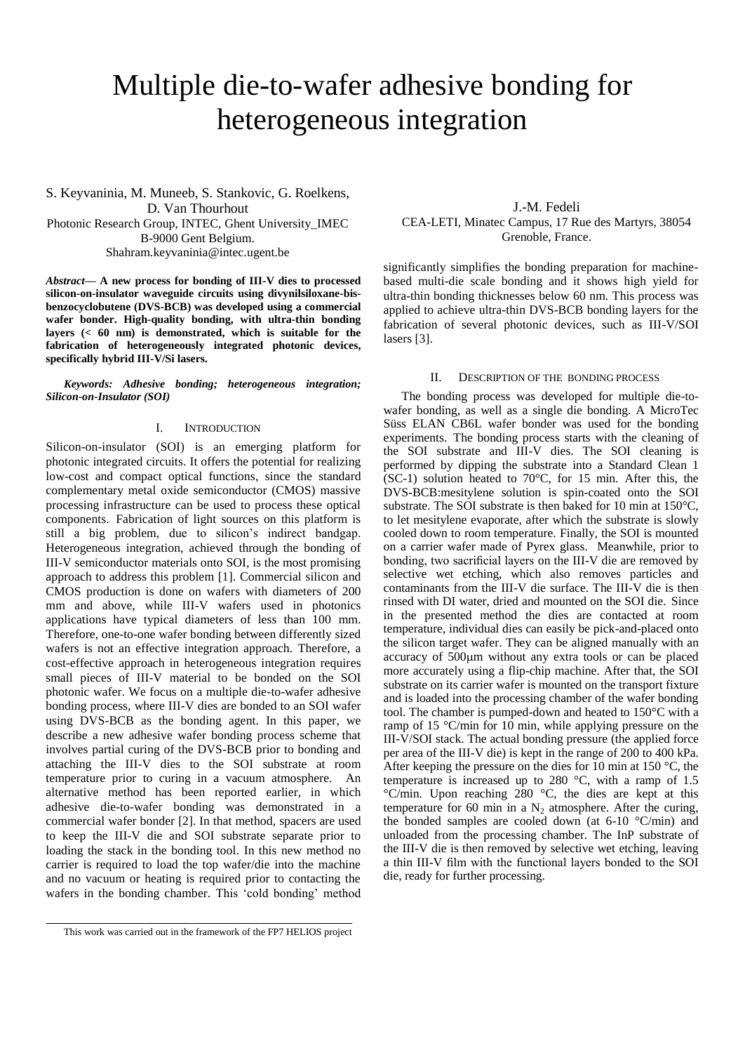# Multiple die-to-wafer adhesive bonding for heterogeneous integration

S. Keyvaninia, M. Muneeb, S. Stankovic, G. Roelkens, D. Van Thourhout
Photonic Research Group, INTEC, Ghent University_IMEC
B-9000 Gent Belgium.
Shahram.keyvaninia@intec.ugent.be

J.-M. Fedeli
CEA-LETI, Minatec Campus, 17 Rue des Martyrs, 38054 Grenoble, France.

***Abstract*— A new process for bonding of III-V dies to processed silicon-on-insulator waveguide circuits using divynilsiloxane-bis-benzocyclobutene (DVS-BCB) was developed using a commercial wafer bonder. High-quality bonding, with ultra-thin bonding layers (< 60 nm) is demonstrated, which is suitable for the fabrication of heterogeneously integrated photonic devices, specifically hybrid III-V/Si lasers.**

***Keywords: Adhesive bonding; heterogeneous integration; Silicon-on-Insulator (SOI)***

## I. Introduction

Silicon-on-insulator (SOI) is an emerging platform for photonic integrated circuits. It offers the potential for realizing low-cost and compact optical functions, since the standard complementary metal oxide semiconductor (CMOS) massive processing infrastructure can be used to process these optical components. Fabrication of light sources on this platform is still a big problem, due to silicon's indirect bandgap. Heterogeneous integration, achieved through the bonding of III-V semiconductor materials onto SOI, is the most promising approach to address this problem [1]. Commercial silicon and CMOS production is done on wafers with diameters of 200 mm and above, while III-V wafers used in photonics applications have typical diameters of less than 100 mm. Therefore, one-to-one wafer bonding between differently sized wafers is not an effective integration approach. Therefore, a cost-effective approach in heterogeneous integration requires small pieces of III-V material to be bonded on the SOI photonic wafer. We focus on a multiple die-to-wafer adhesive bonding process, where III-V dies are bonded to an SOI wafer using DVS-BCB as the bonding agent. In this paper, we describe a new adhesive wafer bonding process scheme that involves partial curing of the DVS-BCB prior to bonding and attaching the III-V dies to the SOI substrate at room temperature prior to curing in a vacuum atmosphere. An alternative method has been reported earlier, in which adhesive die-to-wafer bonding was demonstrated in a commercial wafer bonder [2]. In that method, spacers are used to keep the III-V die and SOI substrate separate prior to loading the stack in the bonding tool. In this new method no carrier is required to load the top wafer/die into the machine and no vacuum or heating is required prior to contacting the wafers in the bonding chamber. This 'cold bonding' method significantly simplifies the bonding preparation for machine-based multi-die scale bonding and it shows high yield for ultra-thin bonding thicknesses below 60 nm. This process was applied to achieve ultra-thin DVS-BCB bonding layers for the fabrication of several photonic devices, such as III-V/SOI lasers [3].

## II. Description of the bonding process

The bonding process was developed for multiple die-to-wafer bonding, as well as a single die bonding. A MicroTec Süss ELAN CB6L wafer bonder was used for the bonding experiments. The bonding process starts with the cleaning of the SOI substrate and III-V dies. The SOI cleaning is performed by dipping the substrate into a Standard Clean 1 (SC-1) solution heated to 70°C, for 15 min. After this, the DVS-BCB:mesitylene solution is spin-coated onto the SOI substrate. The SOI substrate is then baked for 10 min at 150°C, to let mesitylene evaporate, after which the substrate is slowly cooled down to room temperature. Finally, the SOI is mounted on a carrier wafer made of Pyrex glass. Meanwhile, prior to bonding, two sacrificial layers on the III-V die are removed by selective wet etching, which also removes particles and contaminants from the III-V die surface. The III-V die is then rinsed with DI water, dried and mounted on the SOI die. Since in the presented method the dies are contacted at room temperature, individual dies can easily be pick-and-placed onto the silicon target wafer. They can be aligned manually with an accuracy of 500μm without any extra tools or can be placed more accurately using a flip-chip machine. After that, the SOI substrate on its carrier wafer is mounted on the transport fixture and is loaded into the processing chamber of the wafer bonding tool. The chamber is pumped-down and heated to 150°C with a ramp of 15 °C/min for 10 min, while applying pressure on the III-V/SOI stack. The actual bonding pressure (the applied force per area of the III-V die) is kept in the range of 200 to 400 kPa. After keeping the pressure on the dies for 10 min at 150 °C, the temperature is increased up to 280 °C, with a ramp of 1.5 °C/min. Upon reaching 280 °C, the dies are kept at this temperature for 60 min in a $N_2$ atmosphere. After the curing, the bonded samples are cooled down (at 6-10 °C/min) and unloaded from the processing chamber. The InP substrate of the III-V die is then removed by selective wet etching, leaving a thin III-V film with the functional layers bonded to the SOI die, ready for further processing.

---

This work was carried out in the framework of the FP7 HELIOS project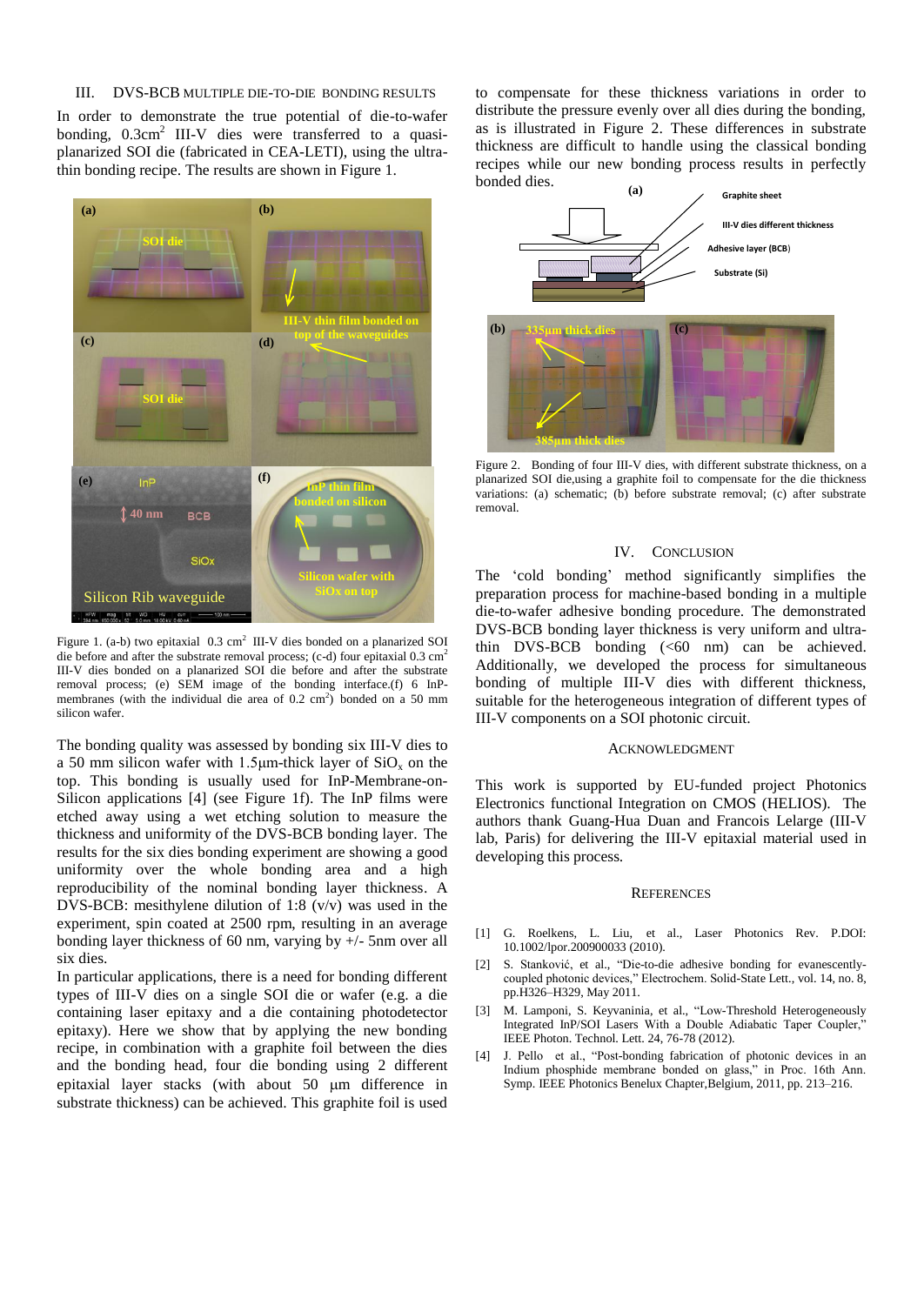## III. DVS-BCB MULTIPLE DIE-TO-DIE BONDING RESULTS

In order to demonstrate the true potential of die-to-wafer bonding, $0.3cm^2$ III-V dies were transferred to a quasi-planarized SOI die (fabricated in CEA-LETI), using the ultra-thin bonding recipe. The results are shown in Figure 1.

Figure 1. (a-b) two epitaxial $0.3\ cm^2$ III-V dies bonded on a planarized SOI die before and after the substrate removal process; (c-d) four epitaxial $0.3\ cm^2$ III-V dies bonded on a planarized SOI die before and after the substrate removal process; (e) SEM image of the bonding interface.(f) 6 InP-membranes (with the individual die area of $0.2\ cm^2$) bonded on a 50 mm silicon wafer.

The bonding quality was assessed by bonding six III-V dies to a 50 mm silicon wafer with 1.5µm-thick layer of $SiO_x$ on the top. This bonding is usually used for InP-Membrane-on-Silicon applications [4] (see Figure 1f). The InP films were etched away using a wet etching solution to measure the thickness and uniformity of the DVS-BCB bonding layer. The results for the six dies bonding experiment are showing a good uniformity over the whole bonding area and a high reproducibility of the nominal bonding layer thickness. A DVS-BCB: mesithylene dilution of 1:8 (v/v) was used in the experiment, spin coated at 2500 rpm, resulting in an average bonding layer thickness of 60 nm, varying by +/- 5nm over all six dies.

In particular applications, there is a need for bonding different types of III-V dies on a single SOI die or wafer (e.g. a die containing laser epitaxy and a die containing photodetector epitaxy). Here we show that by applying the new bonding recipe, in combination with a graphite foil between the dies and the bonding head, four die bonding using 2 different epitaxial layer stacks (with about 50 µm difference in substrate thickness) can be achieved. This graphite foil is used to compensate for these thickness variations in order to distribute the pressure evenly over all dies during the bonding, as is illustrated in Figure 2. These differences in substrate thickness are difficult to handle using the classical bonding recipes while our new bonding process results in perfectly bonded dies.

Figure 2. Bonding of four III-V dies, with different substrate thickness, on a planarized SOI die,using a graphite foil to compensate for the die thickness variations: (a) schematic; (b) before substrate removal; (c) after substrate removal.

## IV. CONCLUSION

The 'cold bonding' method significantly simplifies the preparation process for machine-based bonding in a multiple die-to-wafer adhesive bonding procedure. The demonstrated DVS-BCB bonding layer thickness is very uniform and ultra-thin DVS-BCB bonding (<60 nm) can be achieved. Additionally, we developed the process for simultaneous bonding of multiple III-V dies with different thickness, suitable for the heterogeneous integration of different types of III-V components on a SOI photonic circuit.

## ACKNOWLEDGMENT

This work is supported by EU-funded project Photonics Electronics functional Integration on CMOS (HELIOS). The authors thank Guang-Hua Duan and Francois Lelarge (III-V lab, Paris) for delivering the III-V epitaxial material used in developing this process.

## REFERENCES

[1] G. Roelkens, L. Liu, et al., Laser Photonics Rev. P.DOI: 10.1002/lpor.200900033 (2010).

[2] S. Stanković, et al., "Die-to-die adhesive bonding for evanescently-coupled photonic devices," Electrochem. Solid-State Lett., vol. 14, no. 8, pp.H326–H329, May 2011.

[3] M. Lamponi, S. Keyvaninia, et al., "Low-Threshold Heterogeneously Integrated InP/SOI Lasers With a Double Adiabatic Taper Coupler," IEEE Photon. Technol. Lett. 24, 76-78 (2012).

[4] J. Pello et al., "Post-bonding fabrication of photonic devices in an Indium phosphide membrane bonded on glass," in Proc. 16th Ann. Symp. IEEE Photonics Benelux Chapter,Belgium, 2011, pp. 213–216.